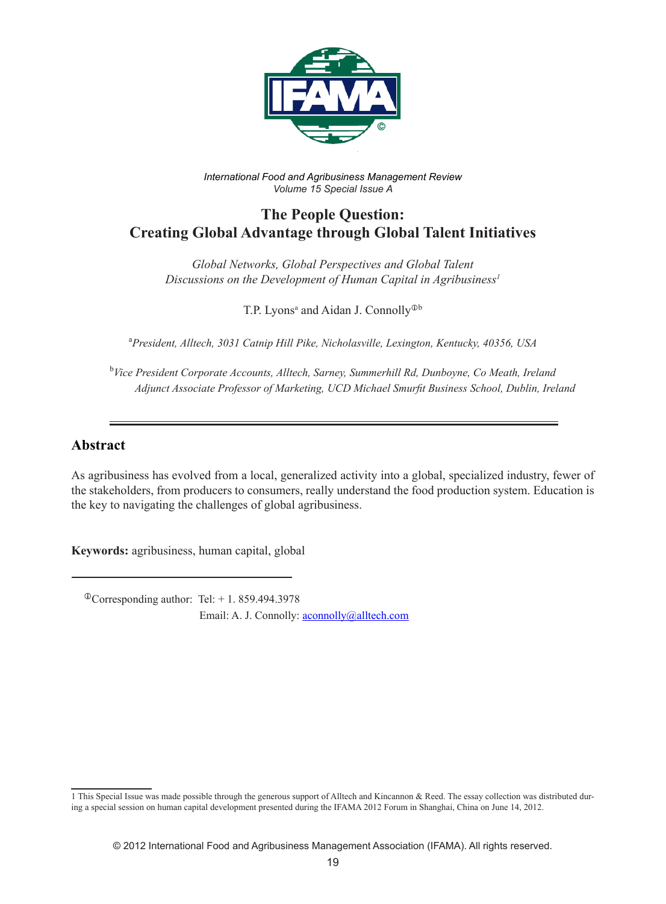*International Food and Agribusiness Management Review*
*Volume 15 Special Issue A*

# The People Question: Creating Global Advantage through Global Talent Initiatives

*Global Networks, Global Perspectives and Global Talent*
*Discussions on the Development of Human Capital in Agribusiness*[1]

T.P. Lyons[a] and Aidan J. Connolly[ⓘb]

[a]*President, Alltech, 3031 Catnip Hill Pike, Nicholasville, Lexington, Kentucky, 40356, USA*

[b]*Vice President Corporate Accounts, Alltech, Sarney, Summerhill Rd, Dunboyne, Co Meath, Ireland*
*Adjunct Associate Professor of Marketing, UCD Michael Smurfit Business School, Dublin, Ireland*

## Abstract

As agribusiness has evolved from a local, generalized activity into a global, specialized industry, fewer of the stakeholders, from producers to consumers, really understand the food production system. Education is the key to navigating the challenges of global agribusiness.

**Keywords:** agribusiness, human capital, global

ⓘCorresponding author: Tel: + 1. 859.494.3978
Email: A. J. Connolly: aconnolly@alltech.com

1 This Special Issue was made possible through the generous support of Alltech and Kincannon & Reed. The essay collection was distributed during a special session on human capital development presented during the IFAMA 2012 Forum in Shanghai, China on June 14, 2012.

© 2012 International Food and Agribusiness Management Association (IFAMA). All rights reserved.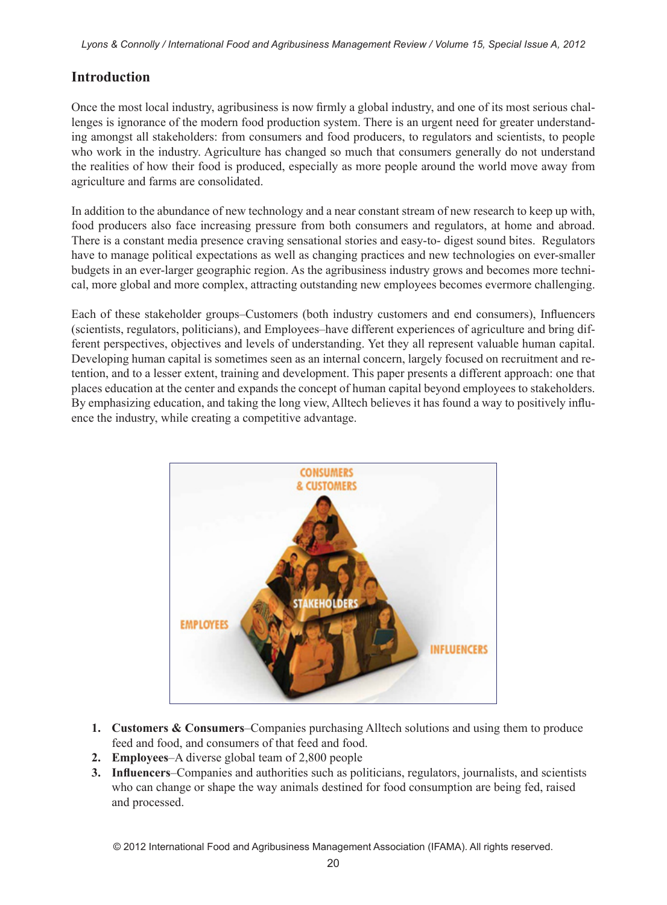## Introduction

Once the most local industry, agribusiness is now firmly a global industry, and one of its most serious challenges is ignorance of the modern food production system. There is an urgent need for greater understanding amongst all stakeholders: from consumers and food producers, to regulators and scientists, to people who work in the industry. Agriculture has changed so much that consumers generally do not understand the realities of how their food is produced, especially as more people around the world move away from agriculture and farms are consolidated.

In addition to the abundance of new technology and a near constant stream of new research to keep up with, food producers also face increasing pressure from both consumers and regulators, at home and abroad. There is a constant media presence craving sensational stories and easy-to- digest sound bites. Regulators have to manage political expectations as well as changing practices and new technologies on ever-smaller budgets in an ever-larger geographic region. As the agribusiness industry grows and becomes more technical, more global and more complex, attracting outstanding new employees becomes evermore challenging.

Each of these stakeholder groups–Customers (both industry customers and end consumers), Influencers (scientists, regulators, politicians), and Employees–have different experiences of agriculture and bring different perspectives, objectives and levels of understanding. Yet they all represent valuable human capital. Developing human capital is sometimes seen as an internal concern, largely focused on recruitment and retention, and to a lesser extent, training and development. This paper presents a different approach: one that places education at the center and expands the concept of human capital beyond employees to stakeholders. By emphasizing education, and taking the long view, Alltech believes it has found a way to positively influence the industry, while creating a competitive advantage.

CONSUMERS & CUSTOMERS

STAKEHOLDERS

EMPLOYEES

INFLUENCERS

1. **Customers & Consumers**–Companies purchasing Alltech solutions and using them to produce feed and food, and consumers of that feed and food.
2. **Employees**–A diverse global team of 2,800 people
3. **Influencers**–Companies and authorities such as politicians, regulators, journalists, and scientists who can change or shape the way animals destined for food consumption are being fed, raised and processed.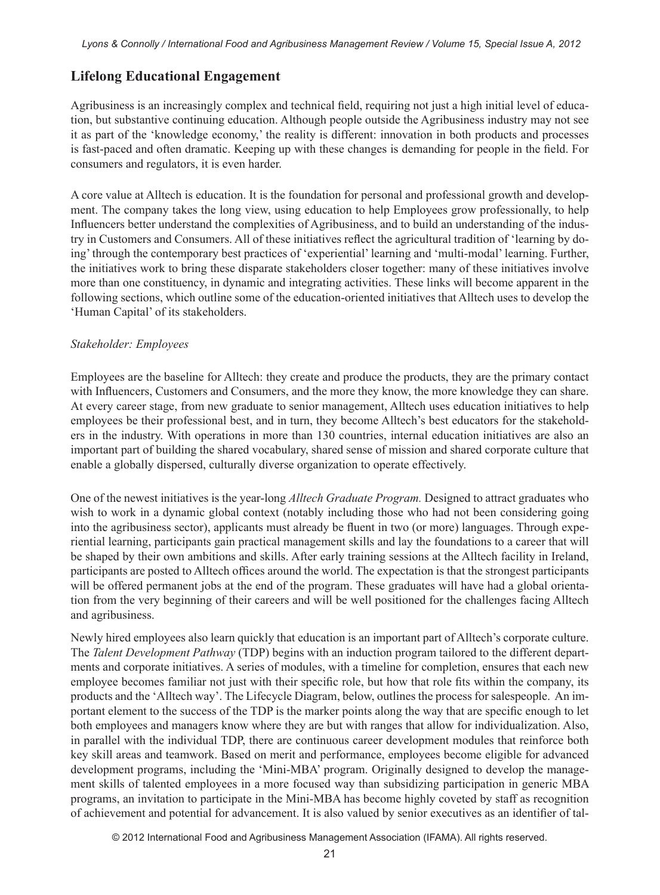## Lifelong Educational Engagement

Agribusiness is an increasingly complex and technical field, requiring not just a high initial level of education, but substantive continuing education. Although people outside the Agribusiness industry may not see it as part of the 'knowledge economy,' the reality is different: innovation in both products and processes is fast-paced and often dramatic. Keeping up with these changes is demanding for people in the field. For consumers and regulators, it is even harder.

A core value at Alltech is education. It is the foundation for personal and professional growth and development. The company takes the long view, using education to help Employees grow professionally, to help Influencers better understand the complexities of Agribusiness, and to build an understanding of the industry in Customers and Consumers. All of these initiatives reflect the agricultural tradition of 'learning by doing' through the contemporary best practices of 'experiential' learning and 'multi-modal' learning. Further, the initiatives work to bring these disparate stakeholders closer together: many of these initiatives involve more than one constituency, in dynamic and integrating activities. These links will become apparent in the following sections, which outline some of the education-oriented initiatives that Alltech uses to develop the 'Human Capital' of its stakeholders.

*Stakeholder: Employees*

Employees are the baseline for Alltech: they create and produce the products, they are the primary contact with Influencers, Customers and Consumers, and the more they know, the more knowledge they can share. At every career stage, from new graduate to senior management, Alltech uses education initiatives to help employees be their professional best, and in turn, they become Alltech's best educators for the stakeholders in the industry. With operations in more than 130 countries, internal education initiatives are also an important part of building the shared vocabulary, shared sense of mission and shared corporate culture that enable a globally dispersed, culturally diverse organization to operate effectively.

One of the newest initiatives is the year-long *Alltech Graduate Program.* Designed to attract graduates who wish to work in a dynamic global context (notably including those who had not been considering going into the agribusiness sector), applicants must already be fluent in two (or more) languages. Through experiential learning, participants gain practical management skills and lay the foundations to a career that will be shaped by their own ambitions and skills. After early training sessions at the Alltech facility in Ireland, participants are posted to Alltech offices around the world. The expectation is that the strongest participants will be offered permanent jobs at the end of the program. These graduates will have had a global orientation from the very beginning of their careers and will be well positioned for the challenges facing Alltech and agribusiness.

Newly hired employees also learn quickly that education is an important part of Alltech's corporate culture. The *Talent Development Pathway* (TDP) begins with an induction program tailored to the different departments and corporate initiatives. A series of modules, with a timeline for completion, ensures that each new employee becomes familiar not just with their specific role, but how that role fits within the company, its products and the 'Alltech way'. The Lifecycle Diagram, below, outlines the process for salespeople. An important element to the success of the TDP is the marker points along the way that are specific enough to let both employees and managers know where they are but with ranges that allow for individualization. Also, in parallel with the individual TDP, there are continuous career development modules that reinforce both key skill areas and teamwork. Based on merit and performance, employees become eligible for advanced development programs, including the 'Mini-MBA' program. Originally designed to develop the management skills of talented employees in a more focused way than subsidizing participation in generic MBA programs, an invitation to participate in the Mini-MBA has become highly coveted by staff as recognition of achievement and potential for advancement. It is also valued by senior executives as an identifier of tal-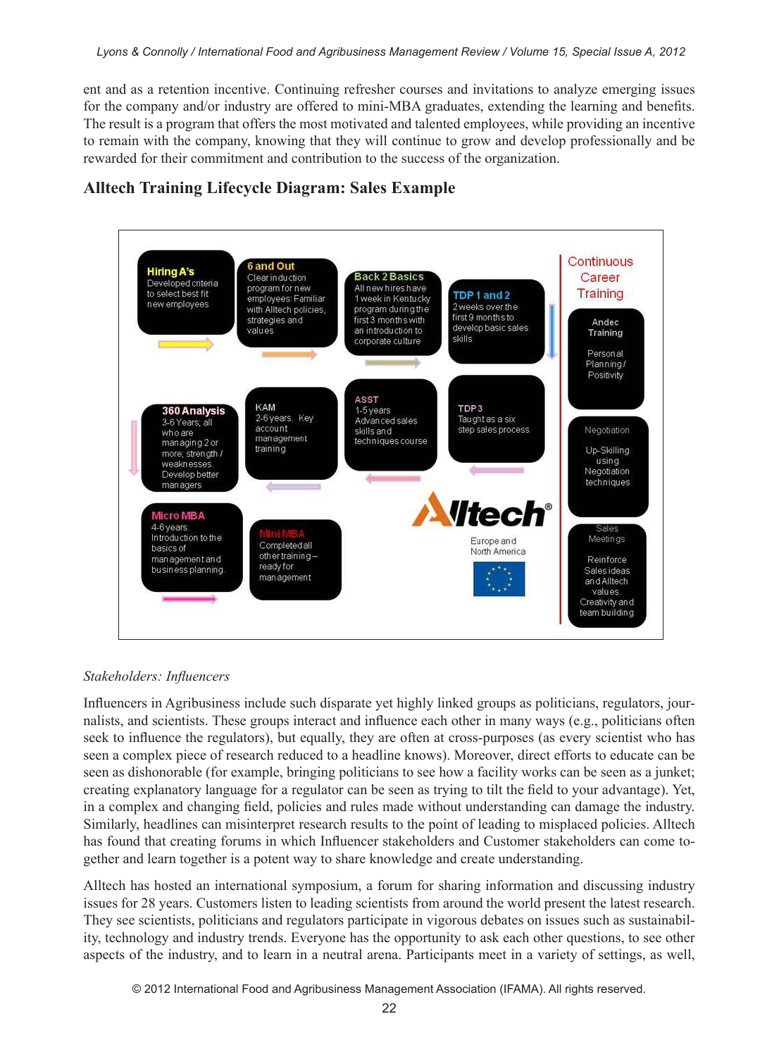ent and as a retention incentive. Continuing refresher courses and invitations to analyze emerging issues for the company and/or industry are offered to mini-MBA graduates, extending the learning and benefits. The result is a program that offers the most motivated and talented employees, while providing an incentive to remain with the company, knowing that they will continue to grow and develop professionally and be rewarded for their commitment and contribution to the success of the organization.

## Alltech Training Lifecycle Diagram: Sales Example

**Hiring A's**
Developed criteria to select best fit new employees

**6 and Out**
Clear induction program for new employees: Familiar with Alltech policies, strategies and values

**Back 2 Basics**
All new hires have 1 week in Kentucky program during the first 3 months with an introduction to corporate culture

**TDP 1 and 2**
2 weeks over the first 9 months to develop basic sales skills

**TDP 3**
Taught as a six step sales process

**ASST**
1-5 years Advanced sales skills and techniques course

**KAM**
2-6 years. Key account management training

**360 Analysis**
3-6 Years; all who are managing 2 or more; strength / weaknesses. Develop better managers

**Micro MBA**
4-6 years. Introduction to the basics of management and business planning.

**Mini MBA**
Completed all other training – ready for management

**Continuous Career Training**

- Andec Training — Personal Planning / Positivity
- Negotiation — Up-Skilling using Negotiation techniques
- Sales Meetings — Reinforce Sales ideas and Alltech values. Creativity and team building

Alltech® Europe and North America

*Stakeholders: Influencers*

Influencers in Agribusiness include such disparate yet highly linked groups as politicians, regulators, journalists, and scientists. These groups interact and influence each other in many ways (e.g., politicians often seek to influence the regulators), but equally, they are often at cross-purposes (as every scientist who has seen a complex piece of research reduced to a headline knows). Moreover, direct efforts to educate can be seen as dishonorable (for example, bringing politicians to see how a facility works can be seen as a junket; creating explanatory language for a regulator can be seen as trying to tilt the field to your advantage). Yet, in a complex and changing field, policies and rules made without understanding can damage the industry. Similarly, headlines can misinterpret research results to the point of leading to misplaced policies. Alltech has found that creating forums in which Influencer stakeholders and Customer stakeholders can come together and learn together is a potent way to share knowledge and create understanding.

Alltech has hosted an international symposium, a forum for sharing information and discussing industry issues for 28 years. Customers listen to leading scientists from around the world present the latest research. They see scientists, politicians and regulators participate in vigorous debates on issues such as sustainability, technology and industry trends. Everyone has the opportunity to ask each other questions, to see other aspects of the industry, and to learn in a neutral arena. Participants meet in a variety of settings, as well,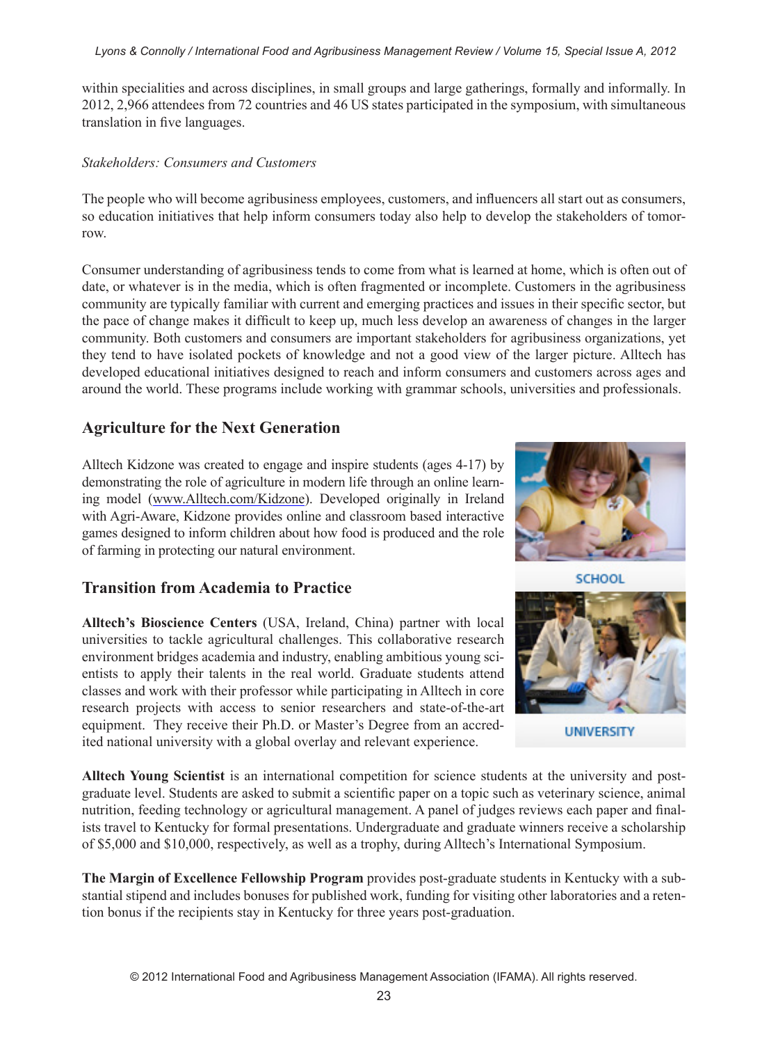within specialities and across disciplines, in small groups and large gatherings, formally and informally. In 2012, 2,966 attendees from 72 countries and 46 US states participated in the symposium, with simultaneous translation in five languages.

*Stakeholders: Consumers and Customers*

The people who will become agribusiness employees, customers, and influencers all start out as consumers, so education initiatives that help inform consumers today also help to develop the stakeholders of tomorrow.

Consumer understanding of agribusiness tends to come from what is learned at home, which is often out of date, or whatever is in the media, which is often fragmented or incomplete. Customers in the agribusiness community are typically familiar with current and emerging practices and issues in their specific sector, but the pace of change makes it difficult to keep up, much less develop an awareness of changes in the larger community. Both customers and consumers are important stakeholders for agribusiness organizations, yet they tend to have isolated pockets of knowledge and not a good view of the larger picture. Alltech has developed educational initiatives designed to reach and inform consumers and customers across ages and around the world. These programs include working with grammar schools, universities and professionals.

## Agriculture for the Next Generation

Alltech Kidzone was created to engage and inspire students (ages 4-17) by demonstrating the role of agriculture in modern life through an online learning model (www.Alltech.com/Kidzone). Developed originally in Ireland with Agri-Aware, Kidzone provides online and classroom based interactive games designed to inform children about how food is produced and the role of farming in protecting our natural environment.

SCHOOL

## Transition from Academia to Practice

**Alltech's Bioscience Centers** (USA, Ireland, China) partner with local universities to tackle agricultural challenges. This collaborative research environment bridges academia and industry, enabling ambitious young scientists to apply their talents in the real world. Graduate students attend classes and work with their professor while participating in Alltech in core research projects with access to senior researchers and state-of-the-art equipment. They receive their Ph.D. or Master's Degree from an accredited national university with a global overlay and relevant experience.

UNIVERSITY

**Alltech Young Scientist** is an international competition for science students at the university and post-graduate level. Students are asked to submit a scientific paper on a topic such as veterinary science, animal nutrition, feeding technology or agricultural management. A panel of judges reviews each paper and finalists travel to Kentucky for formal presentations. Undergraduate and graduate winners receive a scholarship of $5,000 and $10,000, respectively, as well as a trophy, during Alltech's International Symposium.

**The Margin of Excellence Fellowship Program** provides post-graduate students in Kentucky with a substantial stipend and includes bonuses for published work, funding for visiting other laboratories and a retention bonus if the recipients stay in Kentucky for three years post-graduation.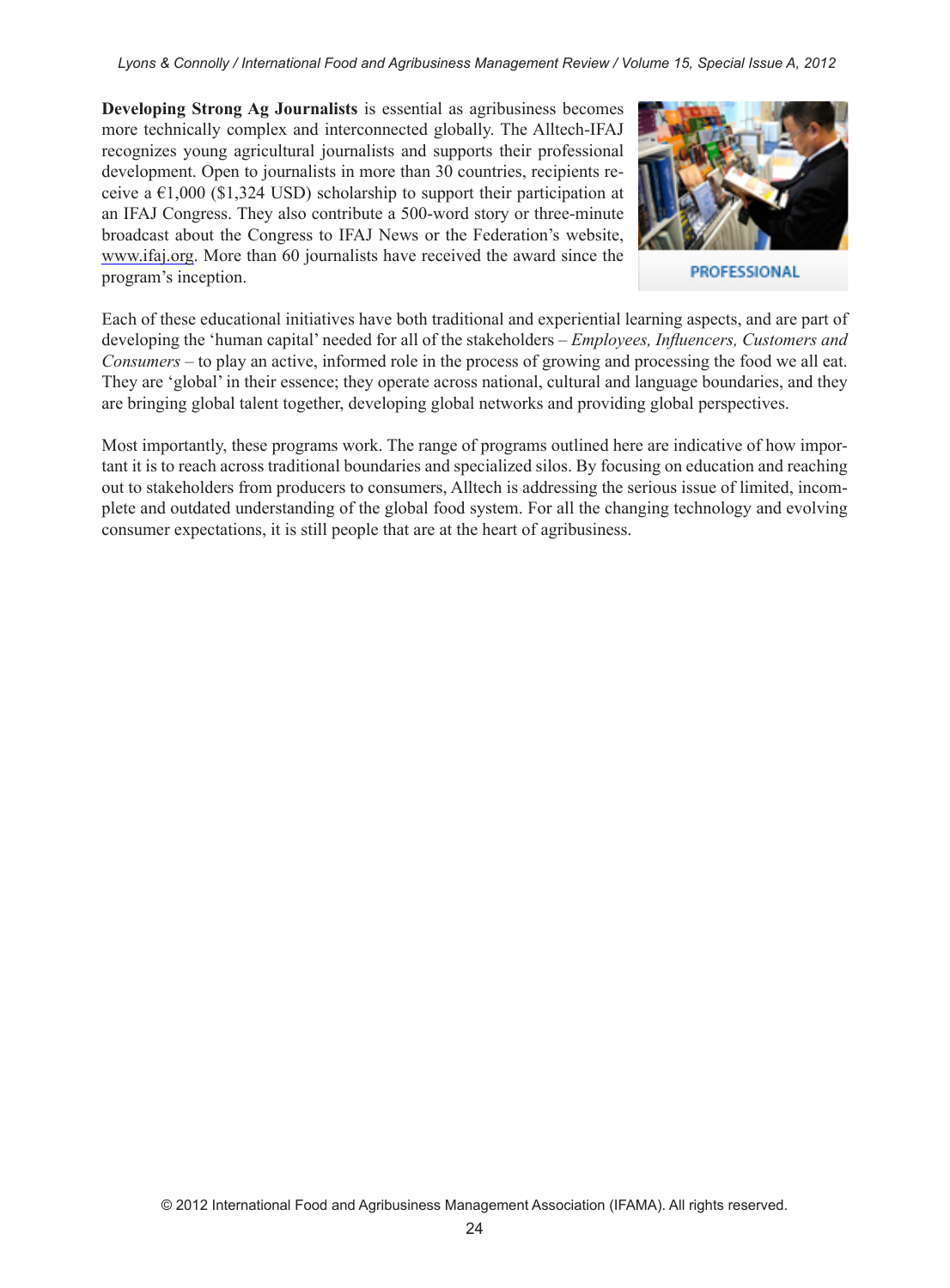**Developing Strong Ag Journalists** is essential as agribusiness becomes more technically complex and interconnected globally. The Alltech-IFAJ recognizes young agricultural journalists and supports their professional development. Open to journalists in more than 30 countries, recipients receive a €1,000 ($1,324 USD) scholarship to support their participation at an IFAJ Congress. They also contribute a 500-word story or three-minute broadcast about the Congress to IFAJ News or the Federation's website, www.ifaj.org. More than 60 journalists have received the award since the program's inception.

PROFESSIONAL

Each of these educational initiatives have both traditional and experiential learning aspects, and are part of developing the 'human capital' needed for all of the stakeholders – *Employees, Influencers, Customers and Consumers* – to play an active, informed role in the process of growing and processing the food we all eat. They are 'global' in their essence; they operate across national, cultural and language boundaries, and they are bringing global talent together, developing global networks and providing global perspectives.

Most importantly, these programs work. The range of programs outlined here are indicative of how important it is to reach across traditional boundaries and specialized silos. By focusing on education and reaching out to stakeholders from producers to consumers, Alltech is addressing the serious issue of limited, incomplete and outdated understanding of the global food system. For all the changing technology and evolving consumer expectations, it is still people that are at the heart of agribusiness.